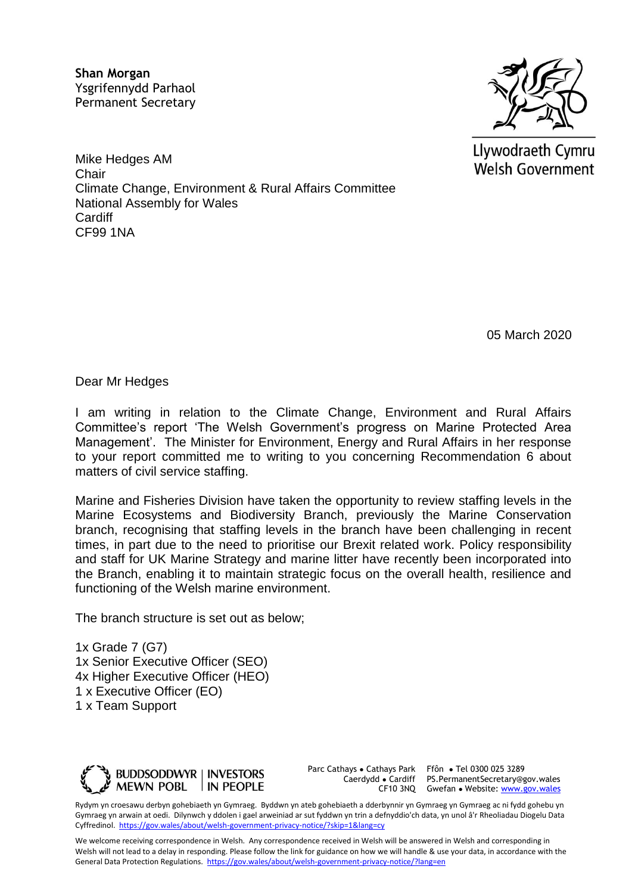**Shan Morgan**
Ysgrifennydd Parhaol
Permanent Secretary

Llywodraeth Cymru
Welsh Government

Mike Hedges AM
Chair
Climate Change, Environment & Rural Affairs Committee
National Assembly for Wales
Cardiff
CF99 1NA

05 March 2020

Dear Mr Hedges

I am writing in relation to the Climate Change, Environment and Rural Affairs Committee's report 'The Welsh Government's progress on Marine Protected Area Management'. The Minister for Environment, Energy and Rural Affairs in her response to your report committed me to writing to you concerning Recommendation 6 about matters of civil service staffing.

Marine and Fisheries Division have taken the opportunity to review staffing levels in the Marine Ecosystems and Biodiversity Branch, previously the Marine Conservation branch, recognising that staffing levels in the branch have been challenging in recent times, in part due to the need to prioritise our Brexit related work. Policy responsibility and staff for UK Marine Strategy and marine litter have recently been incorporated into the Branch, enabling it to maintain strategic focus on the overall health, resilience and functioning of the Welsh marine environment.

The branch structure is set out as below;

1x Grade 7 (G7)
1x Senior Executive Officer (SEO)
4x Higher Executive Officer (HEO)
1 x Executive Officer (EO)
1 x Team Support

BUDDSODDWYR MEWN POBL | INVESTORS IN PEOPLE

Parc Cathays • Cathays Park
Caerdydd • Cardiff
CF10 3NQ

Ffôn • Tel 0300 025 3289
PS.PermanentSecretary@gov.wales
Gwefan • Website: www.gov.wales

Rydym yn croesawu derbyn gohebiaeth yn Gymraeg. Byddwn yn ateb gohebiaeth a dderbynnir yn Gymraeg yn Gymraeg ac ni fydd gohebu yn Gymraeg yn arwain at oedi. Dilynwch y ddolen i gael arweiniad ar sut fyddwn yn trin a defnyddio'ch data, yn unol â'r Rheoliadau Diogelu Data Cyffredinol. https://gov.wales/about/welsh-government-privacy-notice/?skip=1&lang=cy

We welcome receiving correspondence in Welsh. Any correspondence received in Welsh will be answered in Welsh and corresponding in Welsh will not lead to a delay in responding. Please follow the link for guidance on how we will handle & use your data, in accordance with the General Data Protection Regulations. https://gov.wales/about/welsh-government-privacy-notice/?lang=en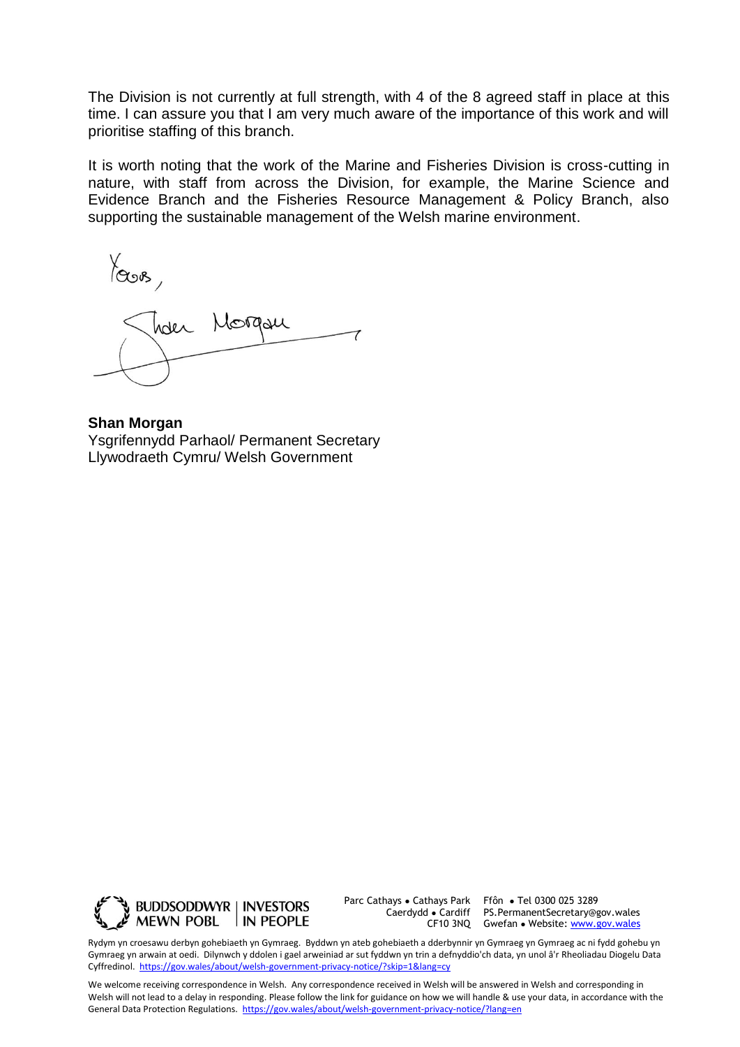The Division is not currently at full strength, with 4 of the 8 agreed staff in place at this time. I can assure you that I am very much aware of the importance of this work and will prioritise staffing of this branch.

It is worth noting that the work of the Marine and Fisheries Division is cross-cutting in nature, with staff from across the Division, for example, the Marine Science and Evidence Branch and the Fisheries Resource Management & Policy Branch, also supporting the sustainable management of the Welsh marine environment.

Yours,

Shan Morgan

**Shan Morgan**
Ysgrifennydd Parhaol/ Permanent Secretary
Llywodraeth Cymru/ Welsh Government

BUDDSODDWYR MEWN POBL | INVESTORS IN PEOPLE

Parc Cathays • Cathays Park
Caerdydd • Cardiff
CF10 3NQ

Ffôn • Tel 0300 025 3289
PS.PermanentSecretary@gov.wales
Gwefan • Website: www.gov.wales

Rydym yn croesawu derbyn gohebiaeth yn Gymraeg. Byddwn yn ateb gohebiaeth a dderbynnir yn Gymraeg yn Gymraeg ac ni fydd gohebu yn Gymraeg yn arwain at oedi. Dilynwch y ddolen i gael arweiniad ar sut fyddwn yn trin a defnyddio'ch data, yn unol â'r Rheoliadau Diogelu Data Cyffredinol. https://gov.wales/about/welsh-government-privacy-notice/?skip=1&lang=cy

We welcome receiving correspondence in Welsh. Any correspondence received in Welsh will be answered in Welsh and corresponding in Welsh will not lead to a delay in responding. Please follow the link for guidance on how we will handle & use your data, in accordance with the General Data Protection Regulations. https://gov.wales/about/welsh-government-privacy-notice/?lang=en